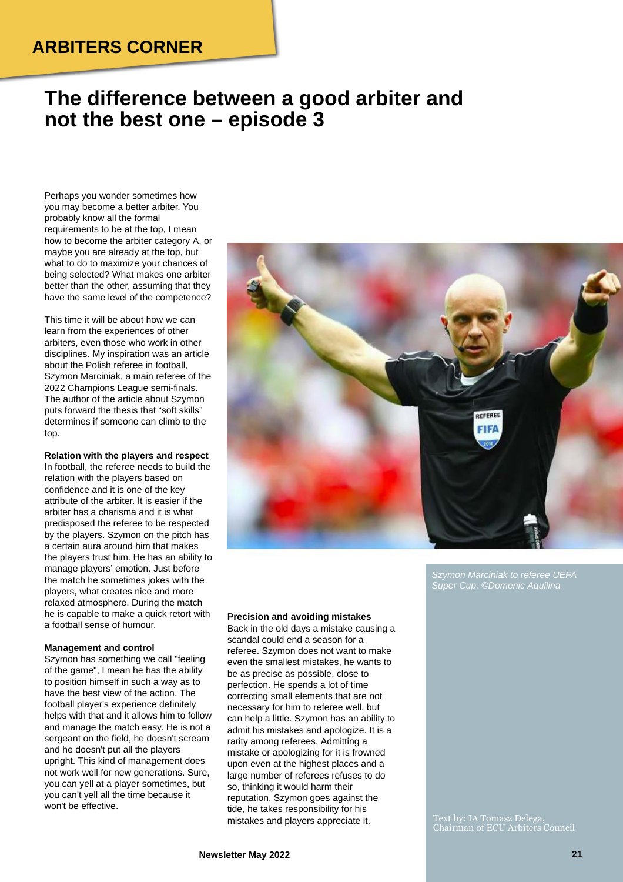## ARBITERS CORNER

# The difference between a good arbiter and not the best one – episode 3

Perhaps you wonder sometimes how you may become a better arbiter. You probably know all the formal requirements to be at the top, I mean how to become the arbiter category A, or maybe you are already at the top, but what to do to maximize your chances of being selected? What makes one arbiter better than the other, assuming that they have the same level of the competence?

This time it will be about how we can learn from the experiences of other arbiters, even those who work in other disciplines. My inspiration was an article about the Polish referee in football, Szymon Marciniak, a main referee of the 2022 Champions League semi-finals. The author of the article about Szymon puts forward the thesis that "soft skills" determines if someone can climb to the top.

**Relation with the players and respect**
In football, the referee needs to build the relation with the players based on confidence and it is one of the key attribute of the arbiter. It is easier if the arbiter has a charisma and it is what predisposed the referee to be respected by the players. Szymon on the pitch has a certain aura around him that makes the players trust him. He has an ability to manage players' emotion. Just before the match he sometimes jokes with the players, what creates nice and more relaxed atmosphere. During the match he is capable to make a quick retort with a football sense of humour.

**Management and control**
Szymon has something we call "feeling of the game", I mean he has the ability to position himself in such a way as to have the best view of the action. The football player's experience definitely helps with that and it allows him to follow and manage the match easy. He is not a sergeant on the field, he doesn't scream and he doesn't put all the players upright. This kind of management does not work well for new generations. Sure, you can yell at a player sometimes, but you can't yell all the time because it won't be effective.

*Szymon Marciniak to referee UEFA Super Cup; ©Domenic Aquilina*

**Precision and avoiding mistakes**
Back in the old days a mistake causing a scandal could end a season for a referee. Szymon does not want to make even the smallest mistakes, he wants to be as precise as possible, close to perfection. He spends a lot of time correcting small elements that are not necessary for him to referee well, but can help a little. Szymon has an ability to admit his mistakes and apologize. It is a rarity among referees. Admitting a mistake or apologizing for it is frowned upon even at the highest places and a large number of referees refuses to do so, thinking it would harm their reputation. Szymon goes against the tide, he takes responsibility for his mistakes and players appreciate it.

Text by: IA Tomasz Delega, Chairman of ECU Arbiters Council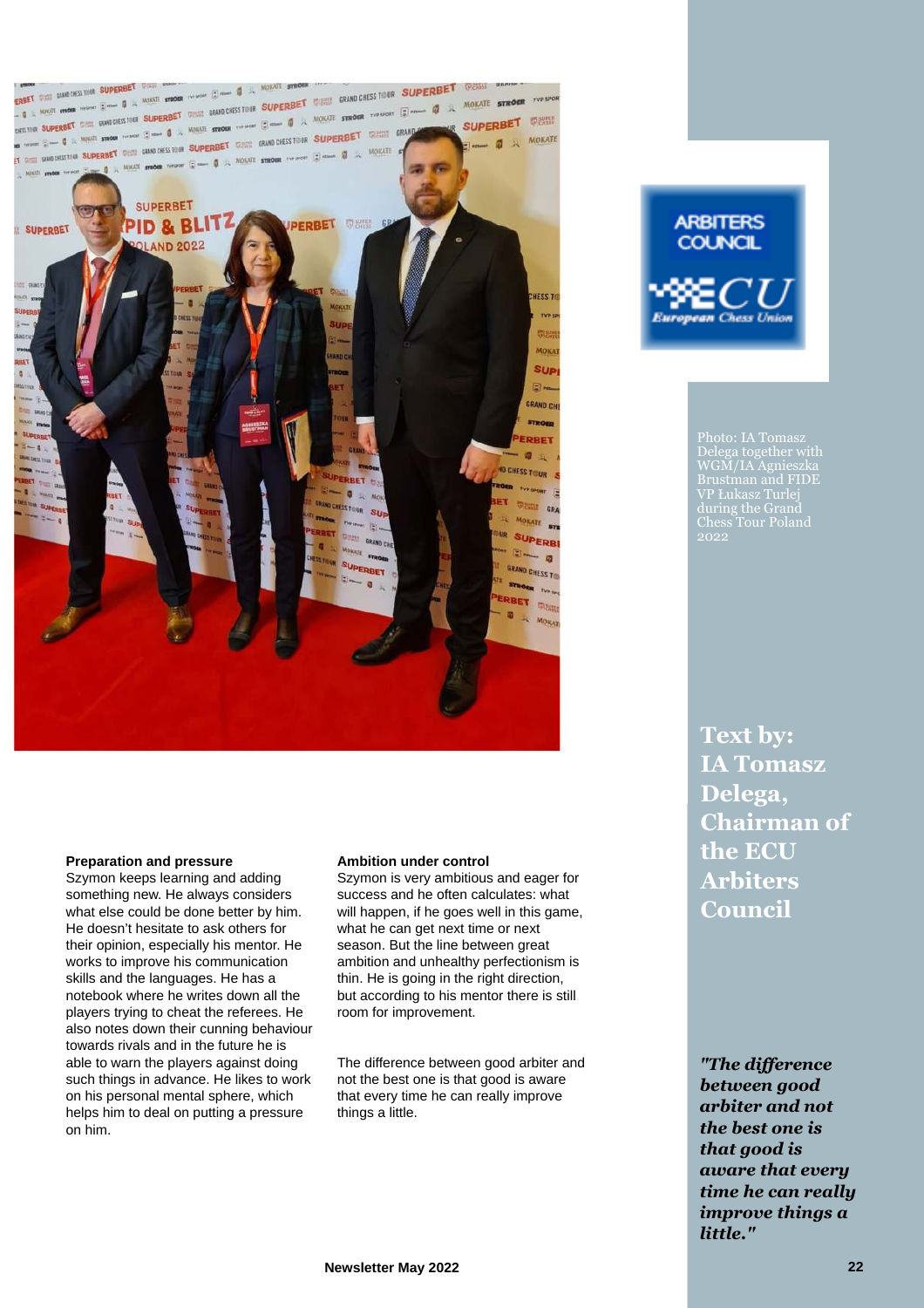Photo: IA Tomasz Delega together with WGM/IA Agnieszka Brustman and FIDE VP Łukasz Turlej during the Grand Chess Tour Poland 2022

**Text by: IA Tomasz Delega, Chairman of the ECU Arbiters Council**

### Preparation and pressure

Szymon keeps learning and adding something new. He always considers what else could be done better by him. He doesn't hesitate to ask others for their opinion, especially his mentor. He works to improve his communication skills and the languages. He has a notebook where he writes down all the players trying to cheat the referees. He also notes down their cunning behaviour towards rivals and in the future he is able to warn the players against doing such things in advance. He likes to work on his personal mental sphere, which helps him to deal on putting a pressure on him.

### Ambition under control

Szymon is very ambitious and eager for success and he often calculates: what will happen, if he goes well in this game, what he can get next time or next season. But the line between great ambition and unhealthy perfectionism is thin. He is going in the right direction, but according to his mentor there is still room for improvement.

The difference between good arbiter and not the best one is that good is aware that every time he can really improve things a little.

*"The difference between good arbiter and not the best one is that good is aware that every time he can really improve things a little."*